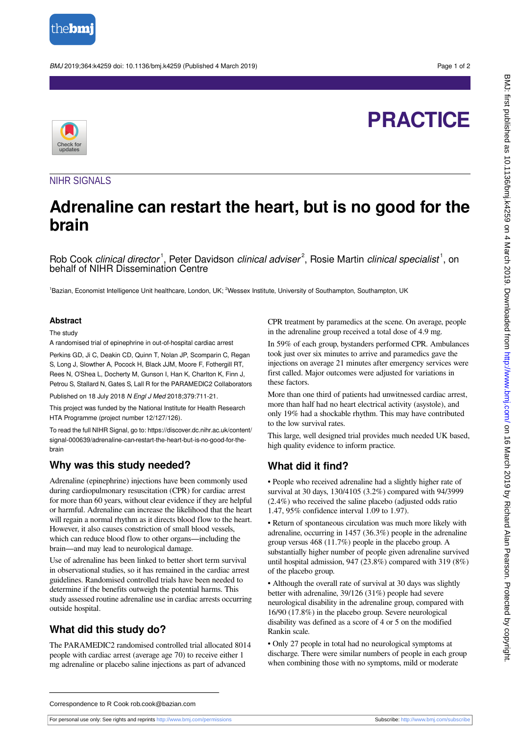PRACTICE

NIHR SIGNALS

# Adrenaline can restart the heart, but is no good for the brain

Rob Cook *clinical director*[1], Peter Davidson *clinical adviser*[2], Rosie Martin *clinical specialist*[1], on behalf of NIHR Dissemination Centre

[1]Bazian, Economist Intelligence Unit healthcare, London, UK; [2]Wessex Institute, University of Southampton, Southampton, UK

## Abstract

The study

A randomised trial of epinephrine in out-of-hospital cardiac arrest

Perkins GD, Ji C, Deakin CD, Quinn T, Nolan JP, Scomparin C, Regan S, Long J, Slowther A, Pocock H, Black JJM, Moore F, Fothergill RT, Rees N, O'Shea L, Docherty M, Gunson I, Han K, Charlton K, Finn J, Petrou S, Stallard N, Gates S, Lall R for the PARAMEDIC2 Collaborators

Published on 18 July 2018 *N Engl J Med* 2018;379:711-21.

This project was funded by the National Institute for Health Research HTA Programme (project number 12/127/126).

To read the full NIHR Signal, go to: https://discover.dc.nihr.ac.uk/content/signal-000639/adrenaline-can-restart-the-heart-but-is-no-good-for-the-brain

## Why was this study needed?

Adrenaline (epinephrine) injections have been commonly used during cardiopulmonary resuscitation (CPR) for cardiac arrest for more than 60 years, without clear evidence if they are helpful or harmful. Adrenaline can increase the likelihood that the heart will regain a normal rhythm as it directs blood flow to the heart. However, it also causes constriction of small blood vessels, which can reduce blood flow to other organs—including the brain—and may lead to neurological damage.

Use of adrenaline has been linked to better short term survival in observational studies, so it has remained in the cardiac arrest guidelines. Randomised controlled trials have been needed to determine if the benefits outweigh the potential harms. This study assessed routine adrenaline use in cardiac arrests occurring outside hospital.

## What did this study do?

The PARAMEDIC2 randomised controlled trial allocated 8014 people with cardiac arrest (average age 70) to receive either 1 mg adrenaline or placebo saline injections as part of advanced CPR treatment by paramedics at the scene. On average, people in the adrenaline group received a total dose of 4.9 mg.

In 59% of each group, bystanders performed CPR. Ambulances took just over six minutes to arrive and paramedics gave the injections on average 21 minutes after emergency services were first called. Major outcomes were adjusted for variations in these factors.

More than one third of patients had unwitnessed cardiac arrest, more than half had no heart electrical activity (asystole), and only 19% had a shockable rhythm. This may have contributed to the low survival rates.

This large, well designed trial provides much needed UK based, high quality evidence to inform practice.

## What did it find?

- People who received adrenaline had a slightly higher rate of survival at 30 days, 130/4105 (3.2%) compared with 94/3999 (2.4%) who received the saline placebo (adjusted odds ratio 1.47, 95% confidence interval 1.09 to 1.97).
- Return of spontaneous circulation was much more likely with adrenaline, occurring in 1457 (36.3%) people in the adrenaline group versus 468 (11.7%) people in the placebo group. A substantially higher number of people given adrenaline survived until hospital admission, 947 (23.8%) compared with 319 (8%) of the placebo group.
- Although the overall rate of survival at 30 days was slightly better with adrenaline, 39/126 (31%) people had severe neurological disability in the adrenaline group, compared with 16/90 (17.8%) in the placebo group. Severe neurological disability was defined as a score of 4 or 5 on the modified Rankin scale.
- Only 27 people in total had no neurological symptoms at discharge. There were similar numbers of people in each group when combining those with no symptoms, mild or moderate

Correspondence to R Cook rob.cook@bazian.com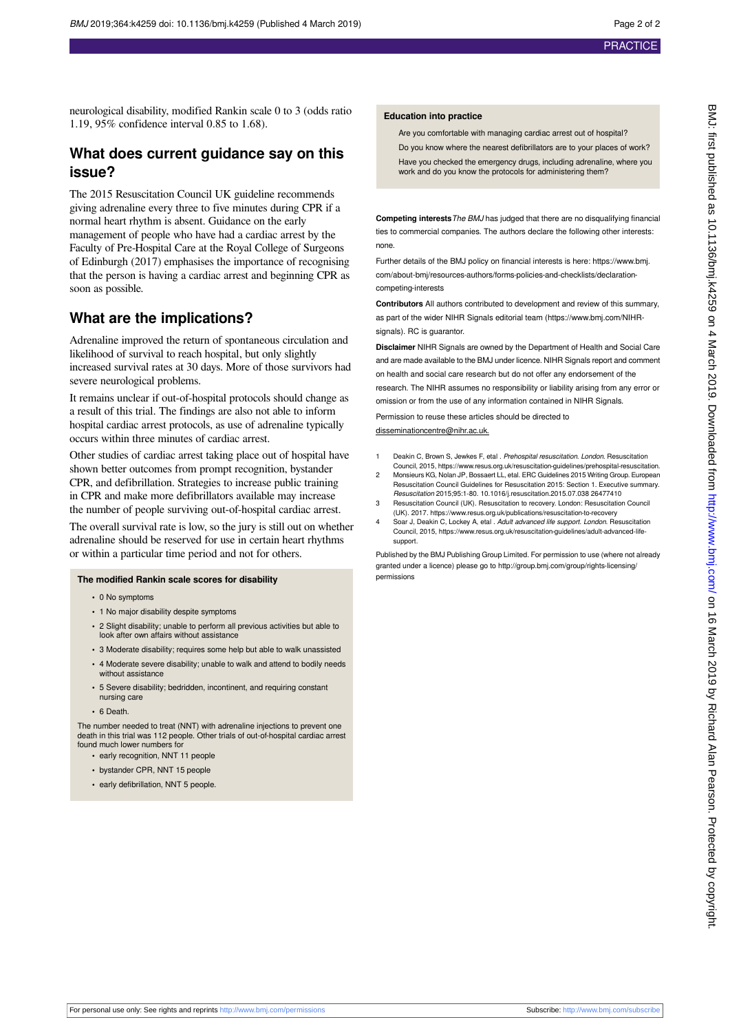neurological disability, modified Rankin scale 0 to 3 (odds ratio 1.19, 95% confidence interval 0.85 to 1.68).

## What does current guidance say on this issue?

The 2015 Resuscitation Council UK guideline recommends giving adrenaline every three to five minutes during CPR if a normal heart rhythm is absent. Guidance on the early management of people who have had a cardiac arrest by the Faculty of Pre-Hospital Care at the Royal College of Surgeons of Edinburgh (2017) emphasises the importance of recognising that the person is having a cardiac arrest and beginning CPR as soon as possible.

## What are the implications?

Adrenaline improved the return of spontaneous circulation and likelihood of survival to reach hospital, but only slightly increased survival rates at 30 days. More of those survivors had severe neurological problems.

It remains unclear if out-of-hospital protocols should change as a result of this trial. The findings are also not able to inform hospital cardiac arrest protocols, as use of adrenaline typically occurs within three minutes of cardiac arrest.

Other studies of cardiac arrest taking place out of hospital have shown better outcomes from prompt recognition, bystander CPR, and defibrillation. Strategies to increase public training in CPR and make more defibrillators available may increase the number of people surviving out-of-hospital cardiac arrest.

The overall survival rate is low, so the jury is still out on whether adrenaline should be reserved for use in certain heart rhythms or within a particular time period and not for others.

### The modified Rankin scale scores for disability

- 0 No symptoms
- 1 No major disability despite symptoms
- 2 Slight disability; unable to perform all previous activities but able to look after own affairs without assistance
- 3 Moderate disability; requires some help but able to walk unassisted
- 4 Moderate severe disability; unable to walk and attend to bodily needs without assistance
- 5 Severe disability; bedridden, incontinent, and requiring constant nursing care
- 6 Death.

The number needed to treat (NNT) with adrenaline injections to prevent one death in this trial was 112 people. Other trials of out-of-hospital cardiac arrest found much lower numbers for

- early recognition, NNT 11 people
- bystander CPR, NNT 15 people
- early defibrillation, NNT 5 people.

### Education into practice

Are you comfortable with managing cardiac arrest out of hospital?

Do you know where the nearest defibrillators are to your places of work?

Have you checked the emergency drugs, including adrenaline, where you work and do you know the protocols for administering them?

**Competing interests** *The BMJ* has judged that there are no disqualifying financial ties to commercial companies. The authors declare the following other interests: none.

Further details of the BMJ policy on financial interests is here: https://www.bmj.com/about-bmj/resources-authors/forms-policies-and-checklists/declaration-competing-interests

**Contributors** All authors contributed to development and review of this summary, as part of the wider NIHR Signals editorial team (https://www.bmj.com/NIHR-signals). RC is guarantor.

**Disclaimer** NIHR Signals are owned by the Department of Health and Social Care and are made available to the BMJ under licence. NIHR Signals report and comment on health and social care research but do not offer any endorsement of the research. The NIHR assumes no responsibility or liability arising from any error or omission or from the use of any information contained in NIHR Signals.

Permission to reuse these articles should be directed to disseminationcentre@nihr.ac.uk.

1. Deakin C, Brown S, Jewkes F, etal . *Prehospital resuscitation. London.* Resuscitation Council, 2015, https://www.resus.org.uk/resuscitation-guidelines/prehospital-resuscitation.
2. Monsieurs KG, Nolan JP, Bossaert LL, etal. ERC Guidelines 2015 Writing Group. European Resuscitation Council Guidelines for Resuscitation 2015: Section 1. Executive summary. *Resuscitation* 2015;95:1-80. 10.1016/j.resuscitation.2015.07.038 26477410
3. Resuscitation Council (UK). Resuscitation to recovery. London: Resuscitation Council (UK). 2017. https://www.resus.org.uk/publications/resuscitation-to-recovery
4. Soar J, Deakin C, Lockey A, etal . *Adult advanced life support. London.* Resuscitation Council, 2015, https://www.resus.org.uk/resuscitation-guidelines/adult-advanced-life-support.

Published by the BMJ Publishing Group Limited. For permission to use (where not already granted under a licence) please go to http://group.bmj.com/group/rights-licensing/permissions